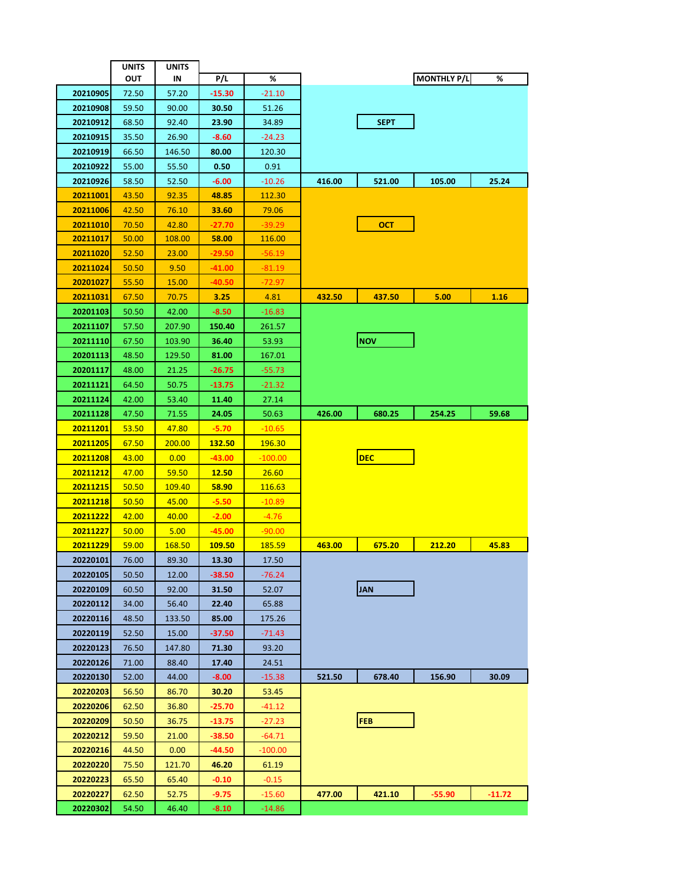| | UNITS OUT | UNITS IN | P/L | % | | | MONTHLY P/L | % |
|---|---|---|---|---|---|---|---|---|
| 20210905 | 72.50 | 57.20 | -15.30 | -21.10 | | | | |
| 20210908 | 59.50 | 90.00 | 30.50 | 51.26 | | | | |
| 20210912 | 68.50 | 92.40 | 23.90 | 34.89 | | SEPT | | |
| 20210915 | 35.50 | 26.90 | -8.60 | -24.23 | | | | |
| 20210919 | 66.50 | 146.50 | 80.00 | 120.30 | | | | |
| 20210922 | 55.00 | 55.50 | 0.50 | 0.91 | | | | |
| 20210926 | 58.50 | 52.50 | -6.00 | -10.26 | 416.00 | 521.00 | 105.00 | 25.24 |
| 20211001 | 43.50 | 92.35 | 48.85 | 112.30 | | | | |
| 20211006 | 42.50 | 76.10 | 33.60 | 79.06 | | | | |
| 20211010 | 70.50 | 42.80 | -27.70 | -39.29 | | OCT | | |
| 20211017 | 50.00 | 108.00 | 58.00 | 116.00 | | | | |
| 20211020 | 52.50 | 23.00 | -29.50 | -56.19 | | | | |
| 20211024 | 50.50 | 9.50 | -41.00 | -81.19 | | | | |
| 20201027 | 55.50 | 15.00 | -40.50 | -72.97 | | | | |
| 20211031 | 67.50 | 70.75 | 3.25 | 4.81 | 432.50 | 437.50 | 5.00 | 1.16 |
| 20201103 | 50.50 | 42.00 | -8.50 | -16.83 | | | | |
| 20211107 | 57.50 | 207.90 | 150.40 | 261.57 | | | | |
| 20211110 | 67.50 | 103.90 | 36.40 | 53.93 | | NOV | | |
| 20201113 | 48.50 | 129.50 | 81.00 | 167.01 | | | | |
| 20201117 | 48.00 | 21.25 | -26.75 | -55.73 | | | | |
| 20211121 | 64.50 | 50.75 | -13.75 | -21.32 | | | | |
| 20211124 | 42.00 | 53.40 | 11.40 | 27.14 | | | | |
| 20211128 | 47.50 | 71.55 | 24.05 | 50.63 | 426.00 | 680.25 | 254.25 | 59.68 |
| 20211201 | 53.50 | 47.80 | -5.70 | -10.65 | | | | |
| 20211205 | 67.50 | 200.00 | 132.50 | 196.30 | | | | |
| 20211208 | 43.00 | 0.00 | -43.00 | -100.00 | | DEC | | |
| 20211212 | 47.00 | 59.50 | 12.50 | 26.60 | | | | |
| 20211215 | 50.50 | 109.40 | 58.90 | 116.63 | | | | |
| 20211218 | 50.50 | 45.00 | -5.50 | -10.89 | | | | |
| 20211222 | 42.00 | 40.00 | -2.00 | -4.76 | | | | |
| 20211227 | 50.00 | 5.00 | -45.00 | -90.00 | | | | |
| 20211229 | 59.00 | 168.50 | 109.50 | 185.59 | 463.00 | 675.20 | 212.20 | 45.83 |
| 20220101 | 76.00 | 89.30 | 13.30 | 17.50 | | | | |
| 20220105 | 50.50 | 12.00 | -38.50 | -76.24 | | | | |
| 20220109 | 60.50 | 92.00 | 31.50 | 52.07 | | JAN | | |
| 20220112 | 34.00 | 56.40 | 22.40 | 65.88 | | | | |
| 20220116 | 48.50 | 133.50 | 85.00 | 175.26 | | | | |
| 20220119 | 52.50 | 15.00 | -37.50 | -71.43 | | | | |
| 20220123 | 76.50 | 147.80 | 71.30 | 93.20 | | | | |
| 20220126 | 71.00 | 88.40 | 17.40 | 24.51 | | | | |
| 20220130 | 52.00 | 44.00 | -8.00 | -15.38 | 521.50 | 678.40 | 156.90 | 30.09 |
| 20220203 | 56.50 | 86.70 | 30.20 | 53.45 | | | | |
| 20220206 | 62.50 | 36.80 | -25.70 | -41.12 | | | | |
| 20220209 | 50.50 | 36.75 | -13.75 | -27.23 | | FEB | | |
| 20220212 | 59.50 | 21.00 | -38.50 | -64.71 | | | | |
| 20220216 | 44.50 | 0.00 | -44.50 | -100.00 | | | | |
| 20220220 | 75.50 | 121.70 | 46.20 | 61.19 | | | | |
| 20220223 | 65.50 | 65.40 | -0.10 | -0.15 | | | | |
| 20220227 | 62.50 | 52.75 | -9.75 | -15.60 | 477.00 | 421.10 | -55.90 | -11.72 |
| 20220302 | 54.50 | 46.40 | -8.10 | -14.86 | | | | |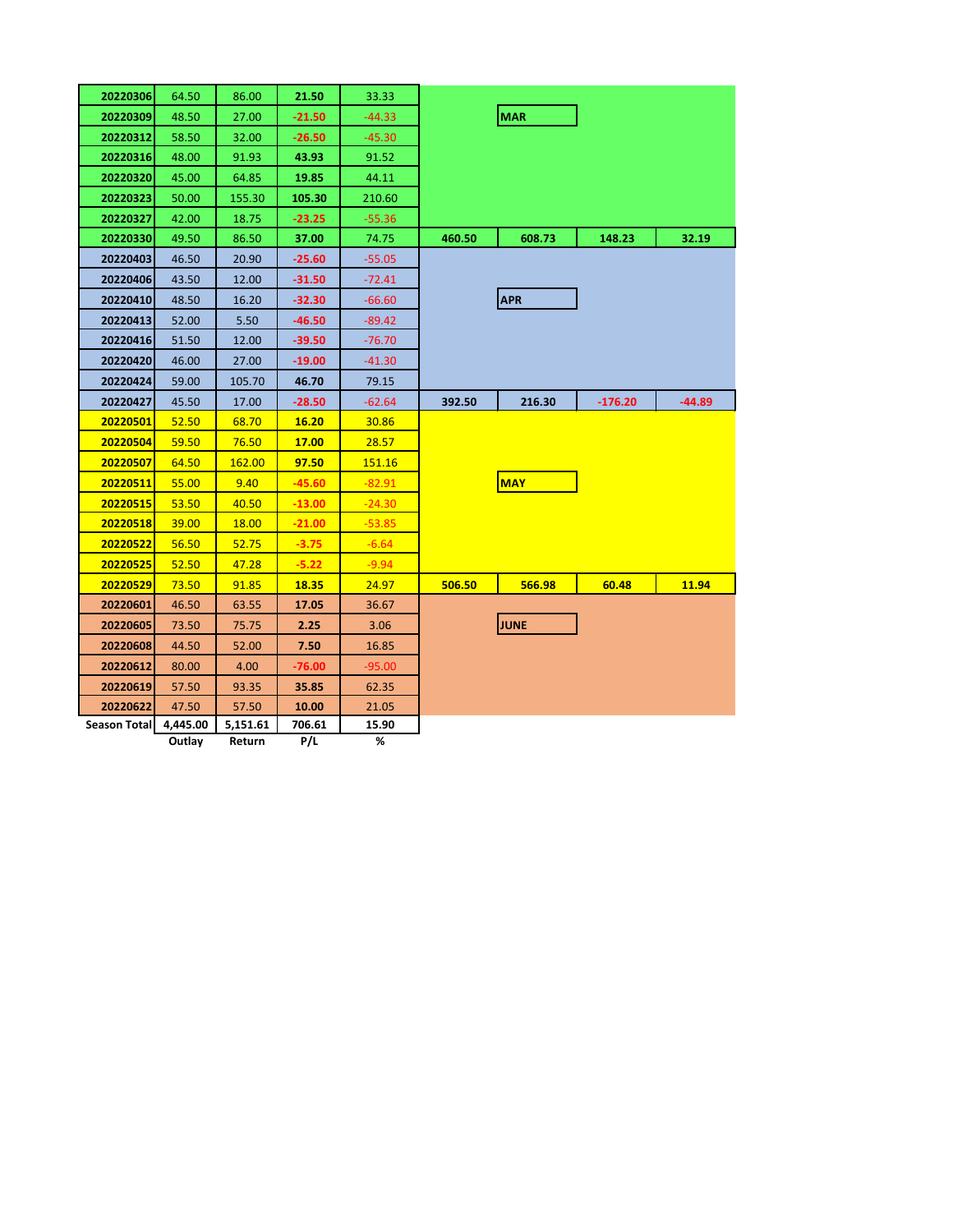| | | | | | | | | |
|---|---|---|---|---|---|---|---|---|
| 20220306 | 64.50 | 86.00 | 21.50 | 33.33 | | | | |
| 20220309 | 48.50 | 27.00 | -21.50 | -44.33 | | MAR | | |
| 20220312 | 58.50 | 32.00 | -26.50 | -45.30 | | | | |
| 20220316 | 48.00 | 91.93 | 43.93 | 91.52 | | | | |
| 20220320 | 45.00 | 64.85 | 19.85 | 44.11 | | | | |
| 20220323 | 50.00 | 155.30 | 105.30 | 210.60 | | | | |
| 20220327 | 42.00 | 18.75 | -23.25 | -55.36 | | | | |
| 20220330 | 49.50 | 86.50 | 37.00 | 74.75 | 460.50 | 608.73 | 148.23 | 32.19 |
| 20220403 | 46.50 | 20.90 | -25.60 | -55.05 | | | | |
| 20220406 | 43.50 | 12.00 | -31.50 | -72.41 | | | | |
| 20220410 | 48.50 | 16.20 | -32.30 | -66.60 | | APR | | |
| 20220413 | 52.00 | 5.50 | -46.50 | -89.42 | | | | |
| 20220416 | 51.50 | 12.00 | -39.50 | -76.70 | | | | |
| 20220420 | 46.00 | 27.00 | -19.00 | -41.30 | | | | |
| 20220424 | 59.00 | 105.70 | 46.70 | 79.15 | | | | |
| 20220427 | 45.50 | 17.00 | -28.50 | -62.64 | 392.50 | 216.30 | -176.20 | -44.89 |
| 20220501 | 52.50 | 68.70 | 16.20 | 30.86 | | | | |
| 20220504 | 59.50 | 76.50 | 17.00 | 28.57 | | | | |
| 20220507 | 64.50 | 162.00 | 97.50 | 151.16 | | | | |
| 20220511 | 55.00 | 9.40 | -45.60 | -82.91 | | MAY | | |
| 20220515 | 53.50 | 40.50 | -13.00 | -24.30 | | | | |
| 20220518 | 39.00 | 18.00 | -21.00 | -53.85 | | | | |
| 20220522 | 56.50 | 52.75 | -3.75 | -6.64 | | | | |
| 20220525 | 52.50 | 47.28 | -5.22 | -9.94 | | | | |
| 20220529 | 73.50 | 91.85 | 18.35 | 24.97 | 506.50 | 566.98 | 60.48 | 11.94 |
| 20220601 | 46.50 | 63.55 | 17.05 | 36.67 | | | | |
| 20220605 | 73.50 | 75.75 | 2.25 | 3.06 | | JUNE | | |
| 20220608 | 44.50 | 52.00 | 7.50 | 16.85 | | | | |
| 20220612 | 80.00 | 4.00 | -76.00 | -95.00 | | | | |
| 20220619 | 57.50 | 93.35 | 35.85 | 62.35 | | | | |
| 20220622 | 47.50 | 57.50 | 10.00 | 21.05 | | | | |
| Season Total | 4,445.00 | 5,151.61 | 706.61 | 15.90 | | | | |
| | Outlay | Return | P/L | % | | | | |